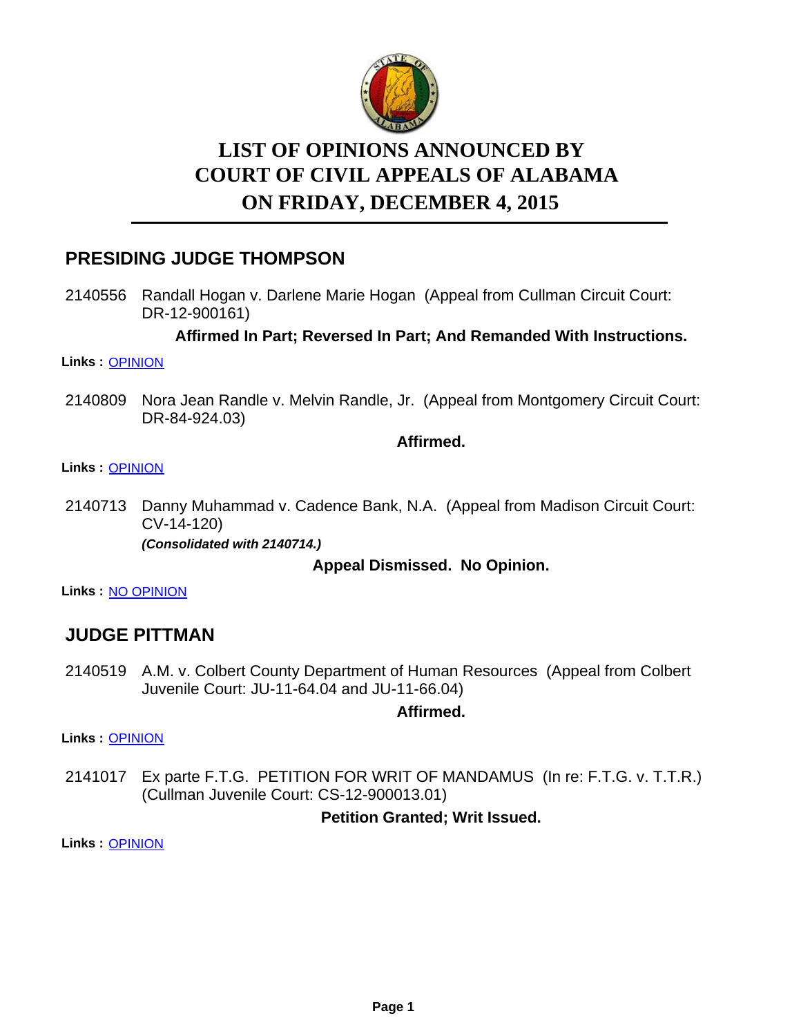# LIST OF OPINIONS ANNOUNCED BY COURT OF CIVIL APPEALS OF ALABAMA ON FRIDAY, DECEMBER 4, 2015

## PRESIDING JUDGE THOMPSON

2140556 Randall Hogan v. Darlene Marie Hogan (Appeal from Cullman Circuit Court: DR-12-900161)

**Affirmed In Part; Reversed In Part; And Remanded With Instructions.**

**Links :** OPINION

2140809 Nora Jean Randle v. Melvin Randle, Jr. (Appeal from Montgomery Circuit Court: DR-84-924.03)

**Affirmed.**

**Links :** OPINION

2140713 Danny Muhammad v. Cadence Bank, N.A. (Appeal from Madison Circuit Court: CV-14-120)

***(Consolidated with 2140714.)***

**Appeal Dismissed. No Opinion.**

**Links :** NO OPINION

## JUDGE PITTMAN

2140519 A.M. v. Colbert County Department of Human Resources (Appeal from Colbert Juvenile Court: JU-11-64.04 and JU-11-66.04)

**Affirmed.**

**Links :** OPINION

2141017 Ex parte F.T.G. PETITION FOR WRIT OF MANDAMUS (In re: F.T.G. v. T.T.R.) (Cullman Juvenile Court: CS-12-900013.01)

**Petition Granted; Writ Issued.**

**Links :** OPINION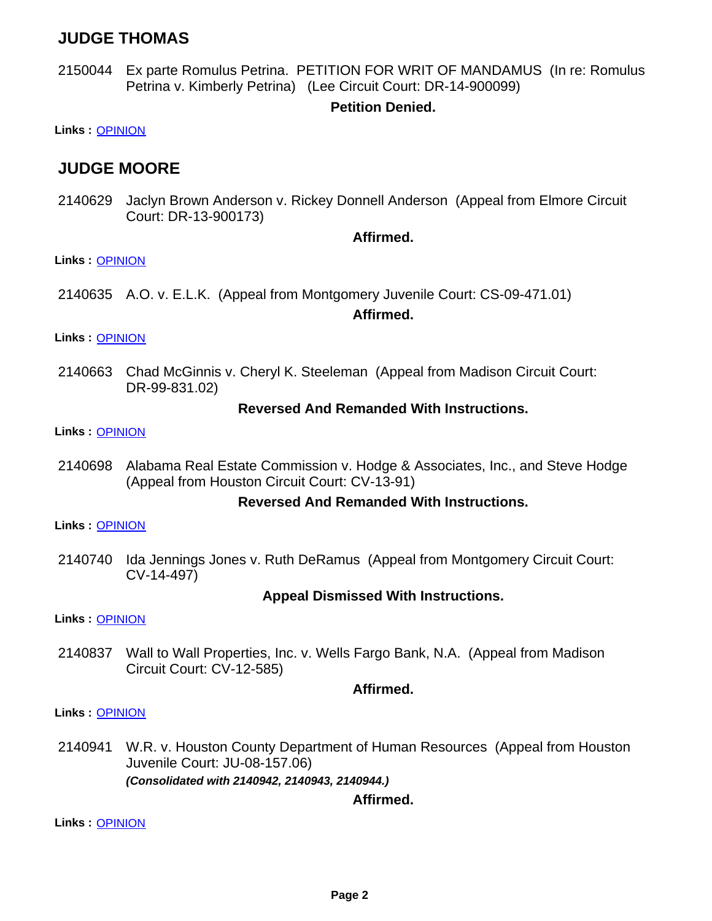## JUDGE THOMAS

2150044 Ex parte Romulus Petrina. PETITION FOR WRIT OF MANDAMUS (In re: Romulus Petrina v. Kimberly Petrina) (Lee Circuit Court: DR-14-900099)

**Petition Denied.**

**Links :** OPINION

## JUDGE MOORE

2140629 Jaclyn Brown Anderson v. Rickey Donnell Anderson (Appeal from Elmore Circuit Court: DR-13-900173)

**Affirmed.**

**Links :** OPINION

2140635 A.O. v. E.L.K. (Appeal from Montgomery Juvenile Court: CS-09-471.01)

**Affirmed.**

**Links :** OPINION

2140663 Chad McGinnis v. Cheryl K. Steeleman (Appeal from Madison Circuit Court: DR-99-831.02)

**Reversed And Remanded With Instructions.**

**Links :** OPINION

2140698 Alabama Real Estate Commission v. Hodge & Associates, Inc., and Steve Hodge (Appeal from Houston Circuit Court: CV-13-91)

**Reversed And Remanded With Instructions.**

**Links :** OPINION

2140740 Ida Jennings Jones v. Ruth DeRamus (Appeal from Montgomery Circuit Court: CV-14-497)

**Appeal Dismissed With Instructions.**

**Links :** OPINION

2140837 Wall to Wall Properties, Inc. v. Wells Fargo Bank, N.A. (Appeal from Madison Circuit Court: CV-12-585)

**Affirmed.**

**Links :** OPINION

2140941 W.R. v. Houston County Department of Human Resources (Appeal from Houston Juvenile Court: JU-08-157.06)

***(Consolidated with 2140942, 2140943, 2140944.)***

**Affirmed.**

**Links :** OPINION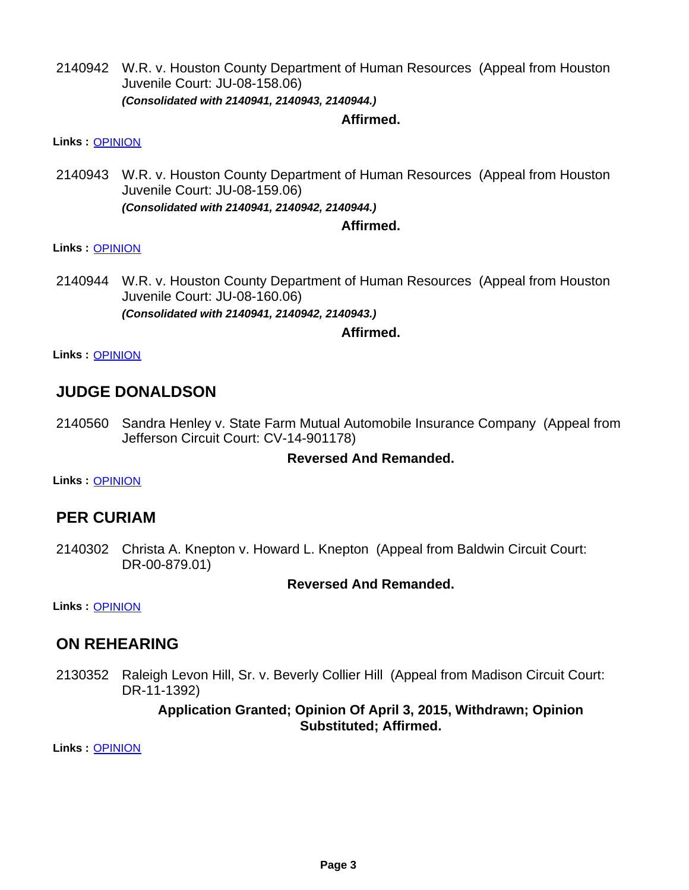2140942 W.R. v. Houston County Department of Human Resources (Appeal from Houston Juvenile Court: JU-08-158.06)
***(Consolidated with 2140941, 2140943, 2140944.)***

**Affirmed.**

**Links :** OPINION

2140943 W.R. v. Houston County Department of Human Resources (Appeal from Houston Juvenile Court: JU-08-159.06)
***(Consolidated with 2140941, 2140942, 2140944.)***

**Affirmed.**

**Links :** OPINION

2140944 W.R. v. Houston County Department of Human Resources (Appeal from Houston Juvenile Court: JU-08-160.06)
***(Consolidated with 2140941, 2140942, 2140943.)***

**Affirmed.**

**Links :** OPINION

## JUDGE DONALDSON

2140560 Sandra Henley v. State Farm Mutual Automobile Insurance Company (Appeal from Jefferson Circuit Court: CV-14-901178)

**Reversed And Remanded.**

**Links :** OPINION

## PER CURIAM

2140302 Christa A. Knepton v. Howard L. Knepton (Appeal from Baldwin Circuit Court: DR-00-879.01)

**Reversed And Remanded.**

**Links :** OPINION

## ON REHEARING

2130352 Raleigh Levon Hill, Sr. v. Beverly Collier Hill (Appeal from Madison Circuit Court: DR-11-1392)

**Application Granted; Opinion Of April 3, 2015, Withdrawn; Opinion Substituted; Affirmed.**

**Links :** OPINION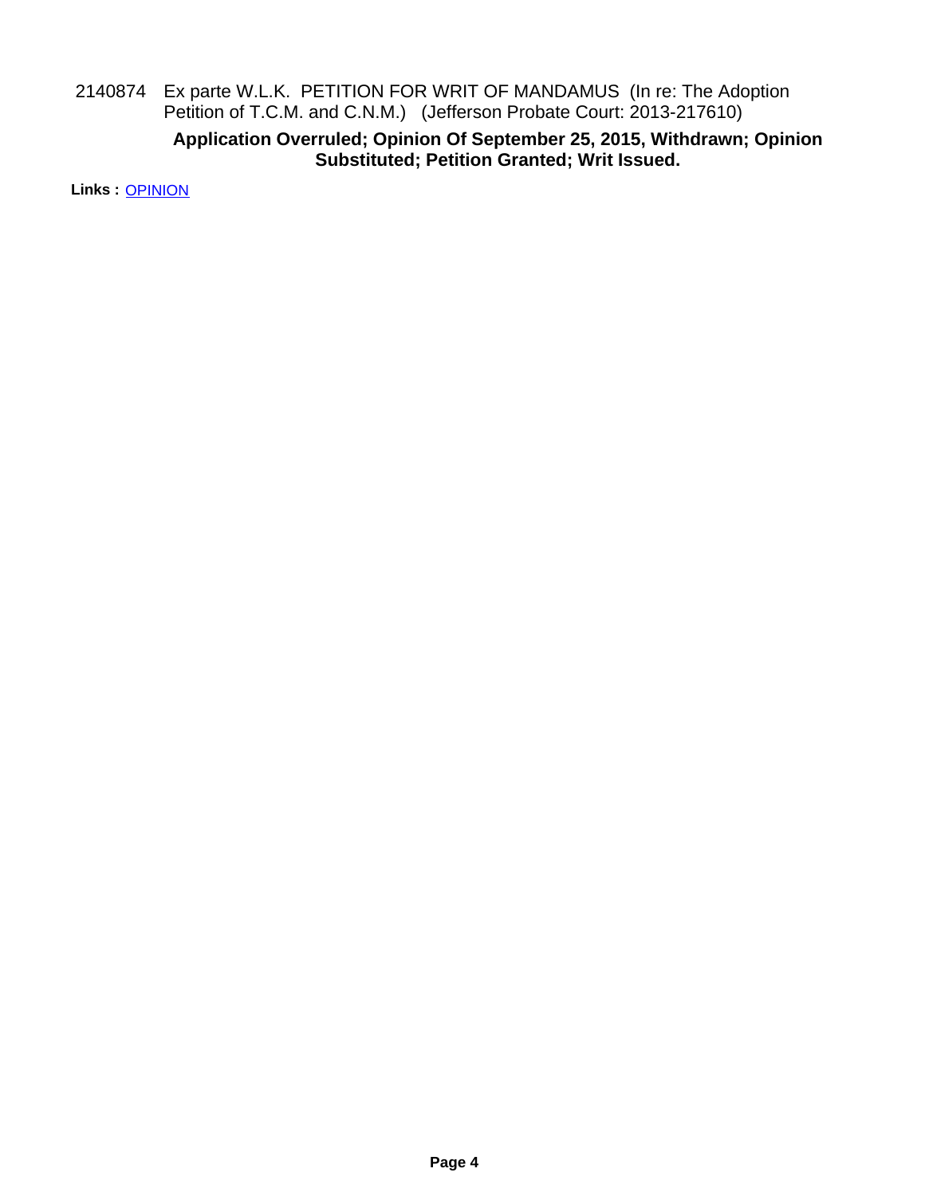2140874 Ex parte W.L.K. PETITION FOR WRIT OF MANDAMUS (In re: The Adoption Petition of T.C.M. and C.N.M.) (Jefferson Probate Court: 2013-217610)

**Application Overruled; Opinion Of September 25, 2015, Withdrawn; Opinion Substituted; Petition Granted; Writ Issued.**

**Links :** OPINION